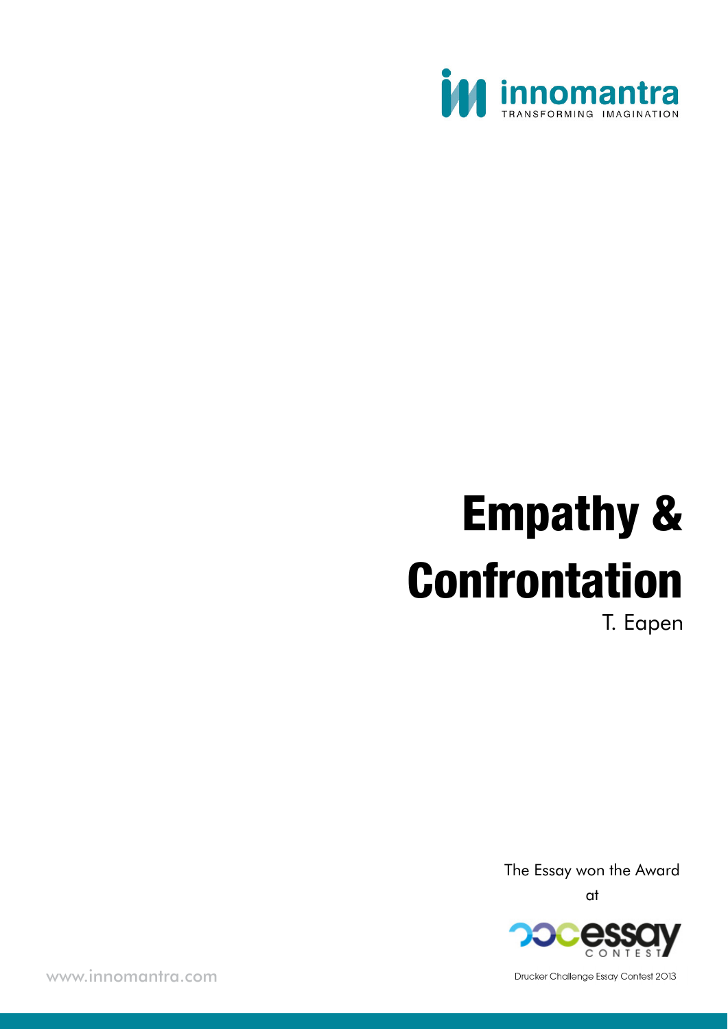innomantra
TRANSFORMING IMAGINATION

# Empathy & Confrontation

T. Eapen

The Essay won the Award

at

essay CONTEST

Drucker Challenge Essay Contest 2013

www.innomantra.com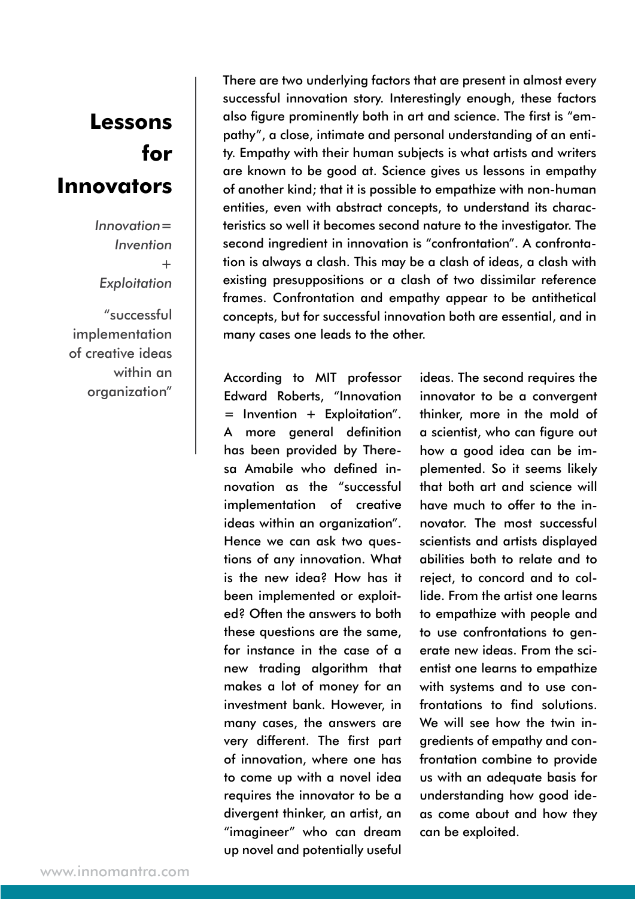# Lessons for Innovators

*Innovation= Invention + Exploitation*

"successful implementation of creative ideas within an organization"

There are two underlying factors that are present in almost every successful innovation story. Interestingly enough, these factors also figure prominently both in art and science. The first is "empathy", a close, intimate and personal understanding of an entity. Empathy with their human subjects is what artists and writers are known to be good at. Science gives us lessons in empathy of another kind; that it is possible to empathize with non-human entities, even with abstract concepts, to understand its characteristics so well it becomes second nature to the investigator. The second ingredient in innovation is "confrontation". A confrontation is always a clash. This may be a clash of ideas, a clash with existing presuppositions or a clash of two dissimilar reference frames. Confrontation and empathy appear to be antithetical concepts, but for successful innovation both are essential, and in many cases one leads to the other.

According to MIT professor Edward Roberts, "Innovation = Invention + Exploitation". A more general definition has been provided by Theresa Amabile who defined innovation as the "successful implementation of creative ideas within an organization". Hence we can ask two questions of any innovation. What is the new idea? How has it been implemented or exploited? Often the answers to both these questions are the same, for instance in the case of a new trading algorithm that makes a lot of money for an investment bank. However, in many cases, the answers are very different. The first part of innovation, where one has to come up with a novel idea requires the innovator to be a divergent thinker, an artist, an "imagineer" who can dream up novel and potentially useful ideas. The second requires the innovator to be a convergent thinker, more in the mold of a scientist, who can figure out how a good idea can be implemented. So it seems likely that both art and science will have much to offer to the innovator. The most successful scientists and artists displayed abilities both to relate and to reject, to concord and to collide. From the artist one learns to empathize with people and to use confrontations to generate new ideas. From the scientist one learns to empathize with systems and to use confrontations to find solutions. We will see how the twin ingredients of empathy and confrontation combine to provide us with an adequate basis for understanding how good ideas come about and how they can be exploited.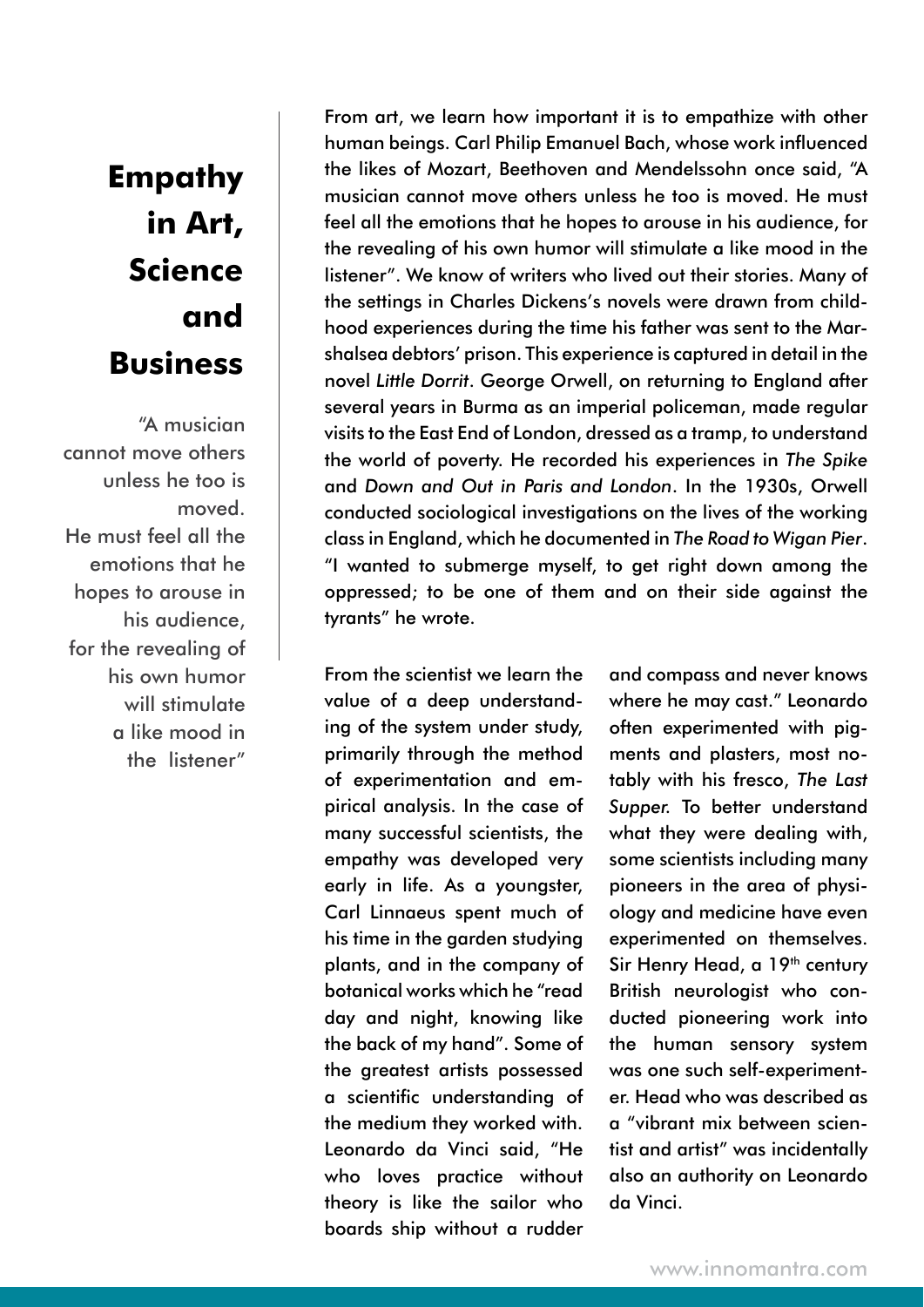## Empathy in Art, Science and Business

> "A musician cannot move others unless he too is moved. He must feel all the emotions that he hopes to arouse in his audience, for the revealing of his own humor will stimulate a like mood in the listener"

From art, we learn how important it is to empathize with other human beings. Carl Philip Emanuel Bach, whose work influenced the likes of Mozart, Beethoven and Mendelssohn once said, "A musician cannot move others unless he too is moved. He must feel all the emotions that he hopes to arouse in his audience, for the revealing of his own humor will stimulate a like mood in the listener". We know of writers who lived out their stories. Many of the settings in Charles Dickens's novels were drawn from childhood experiences during the time his father was sent to the Marshalsea debtors' prison. This experience is captured in detail in the novel *Little Dorrit*. George Orwell, on returning to England after several years in Burma as an imperial policeman, made regular visits to the East End of London, dressed as a tramp, to understand the world of poverty. He recorded his experiences in *The Spike* and *Down and Out in Paris and London*. In the 1930s, Orwell conducted sociological investigations on the lives of the working class in England, which he documented in *The Road to Wigan Pier*. "I wanted to submerge myself, to get right down among the oppressed; to be one of them and on their side against the tyrants" he wrote.

From the scientist we learn the value of a deep understanding of the system under study, primarily through the method of experimentation and empirical analysis. In the case of many successful scientists, the empathy was developed very early in life. As a youngster, Carl Linnaeus spent much of his time in the garden studying plants, and in the company of botanical works which he "read day and night, knowing like the back of my hand". Some of the greatest artists possessed a scientific understanding of the medium they worked with. Leonardo da Vinci said, "He who loves practice without theory is like the sailor who boards ship without a rudder and compass and never knows where he may cast." Leonardo often experimented with pigments and plasters, most notably with his fresco, *The Last Supper*. To better understand what they were dealing with, some scientists including many pioneers in the area of physiology and medicine have even experimented on themselves. Sir Henry Head, a 19th century British neurologist who conducted pioneering work into the human sensory system was one such self-experimenter. Head who was described as a "vibrant mix between scientist and artist" was incidentally also an authority on Leonardo da Vinci.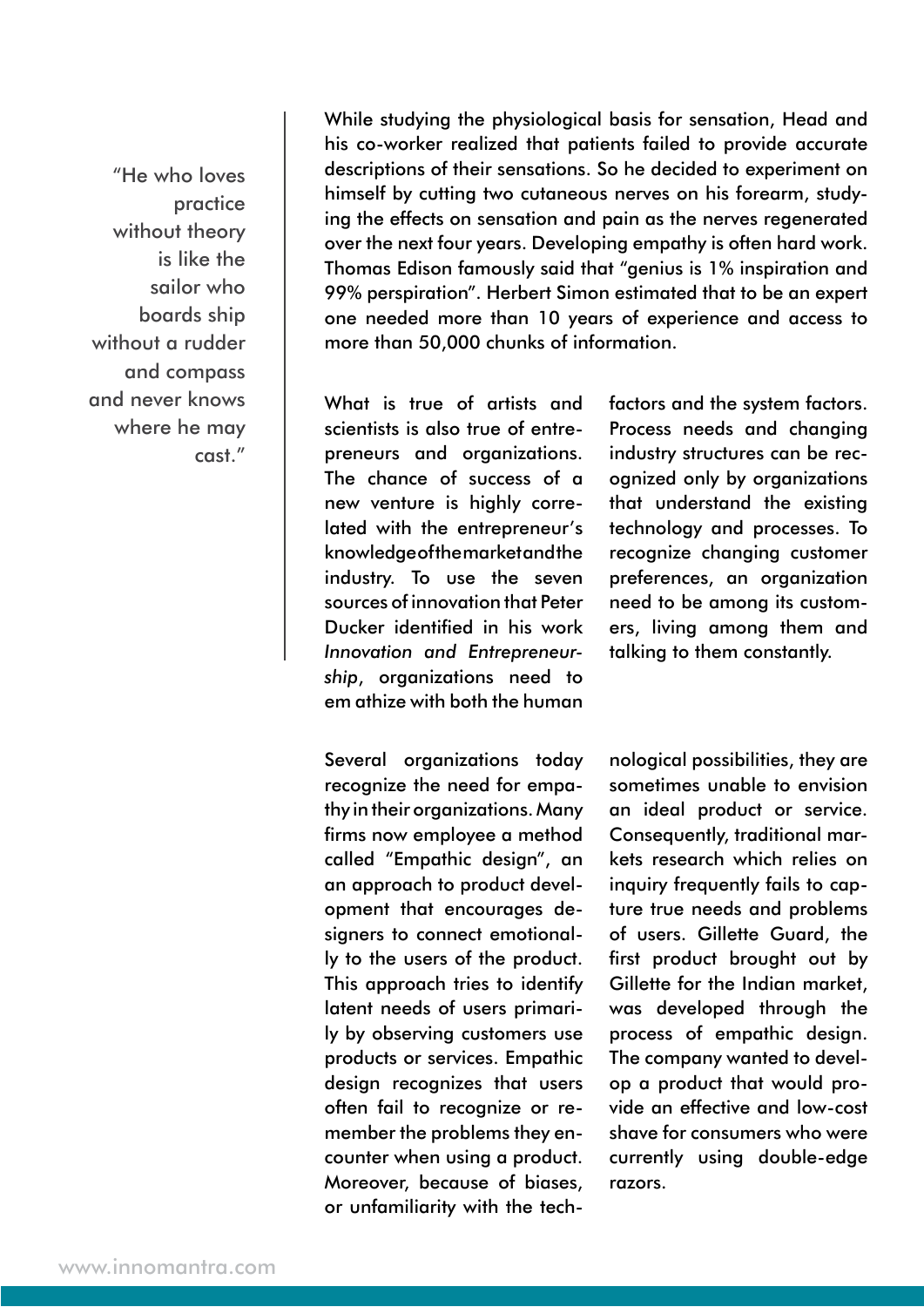> "He who loves practice without theory is like the sailor who boards ship without a rudder and compass and never knows where he may cast."

While studying the physiological basis for sensation, Head and his co-worker realized that patients failed to provide accurate descriptions of their sensations. So he decided to experiment on himself by cutting two cutaneous nerves on his forearm, studying the effects on sensation and pain as the nerves regenerated over the next four years. Developing empathy is often hard work. Thomas Edison famously said that "genius is 1% inspiration and 99% perspiration". Herbert Simon estimated that to be an expert one needed more than 10 years of experience and access to more than 50,000 chunks of information.

What is true of artists and scientists is also true of entrepreneurs and organizations. The chance of success of a new venture is highly correlated with the entrepreneur's knowledge of the market and the industry. To use the seven sources of innovation that Peter Ducker identified in his work *Innovation and Entrepreneurship*, organizations need to em athize with both the human factors and the system factors. Process needs and changing industry structures can be recognized only by organizations that understand the existing technology and processes. To recognize changing customer preferences, an organization need to be among its customers, living among them and talking to them constantly.

Several organizations today recognize the need for empathy in their organizations. Many firms now employee a method called "Empathic design", an an approach to product development that encourages designers to connect emotionally to the users of the product. This approach tries to identify latent needs of users primarily by observing customers use products or services. Empathic design recognizes that users often fail to recognize or remember the problems they encounter when using a product. Moreover, because of biases, or unfamiliarity with the technological possibilities, they are sometimes unable to envision an ideal product or service. Consequently, traditional markets research which relies on inquiry frequently fails to capture true needs and problems of users. Gillette Guard, the first product brought out by Gillette for the Indian market, was developed through the process of empathic design. The company wanted to develop a product that would provide an effective and low-cost shave for consumers who were currently using double-edge razors.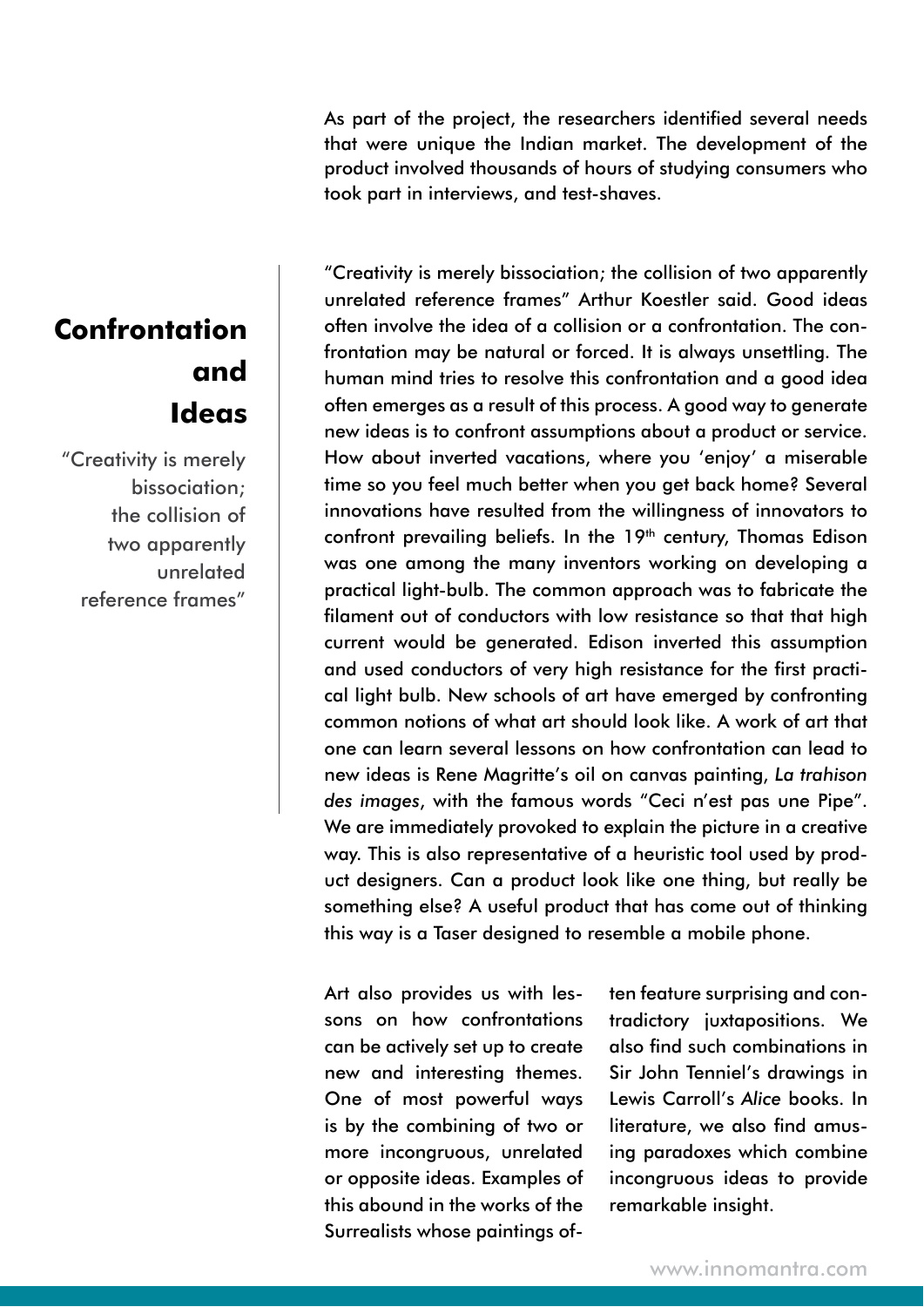As part of the project, the researchers identified several needs that were unique the Indian market. The development of the product involved thousands of hours of studying consumers who took part in interviews, and test-shaves.

## Confrontation and Ideas

"Creativity is merely bissociation; the collision of two apparently unrelated reference frames"

"Creativity is merely bissociation; the collision of two apparently unrelated reference frames" Arthur Koestler said. Good ideas often involve the idea of a collision or a confrontation. The confrontation may be natural or forced. It is always unsettling. The human mind tries to resolve this confrontation and a good idea often emerges as a result of this process. A good way to generate new ideas is to confront assumptions about a product or service. How about inverted vacations, where you 'enjoy' a miserable time so you feel much better when you get back home? Several innovations have resulted from the willingness of innovators to confront prevailing beliefs. In the 19th century, Thomas Edison was one among the many inventors working on developing a practical light-bulb. The common approach was to fabricate the filament out of conductors with low resistance so that that high current would be generated. Edison inverted this assumption and used conductors of very high resistance for the first practical light bulb. New schools of art have emerged by confronting common notions of what art should look like. A work of art that one can learn several lessons on how confrontation can lead to new ideas is Rene Magritte's oil on canvas painting, *La trahison des images*, with the famous words "Ceci n'est pas une Pipe". We are immediately provoked to explain the picture in a creative way. This is also representative of a heuristic tool used by product designers. Can a product look like one thing, but really be something else? A useful product that has come out of thinking this way is a Taser designed to resemble a mobile phone.

Art also provides us with lessons on how confrontations can be actively set up to create new and interesting themes. One of most powerful ways is by the combining of two or more incongruous, unrelated or opposite ideas. Examples of this abound in the works of the Surrealists whose paintings often feature surprising and contradictory juxtapositions. We also find such combinations in Sir John Tenniel's drawings in Lewis Carroll's *Alice* books. In literature, we also find amusing paradoxes which combine incongruous ideas to provide remarkable insight.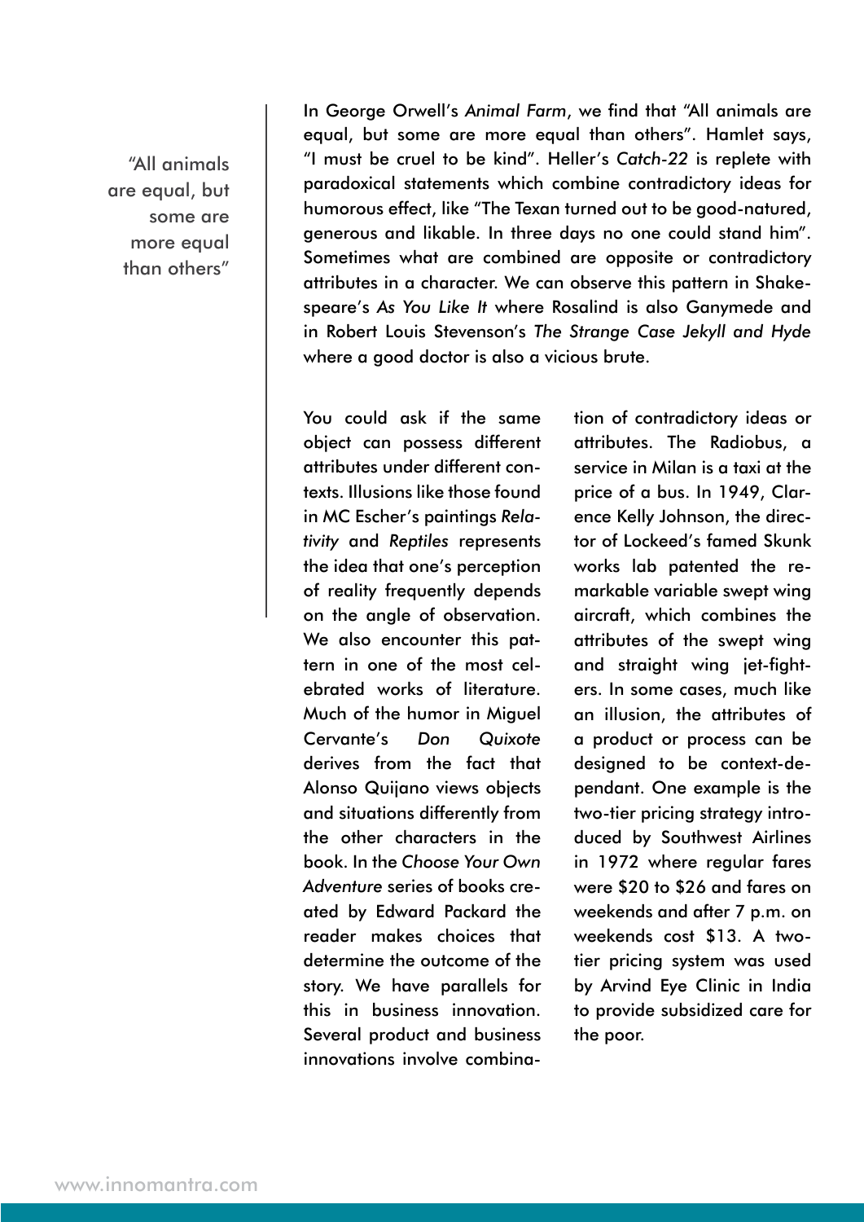> "All animals are equal, but some are more equal than others"

In George Orwell's *Animal Farm*, we find that "All animals are equal, but some are more equal than others". Hamlet says, "I must be cruel to be kind". Heller's *Catch-22* is replete with paradoxical statements which combine contradictory ideas for humorous effect, like "The Texan turned out to be good-natured, generous and likable. In three days no one could stand him". Sometimes what are combined are opposite or contradictory attributes in a character. We can observe this pattern in Shakespeare's *As You Like It* where Rosalind is also Ganymede and in Robert Louis Stevenson's *The Strange Case Jekyll and Hyde* where a good doctor is also a vicious brute.

You could ask if the same object can possess different attributes under different contexts. Illusions like those found in MC Escher's paintings *Relativity* and *Reptiles* represents the idea that one's perception of reality frequently depends on the angle of observation. We also encounter this pattern in one of the most celebrated works of literature. Much of the humor in Miguel Cervante's *Don Quixote* derives from the fact that Alonso Quijano views objects and situations differently from the other characters in the book. In the *Choose Your Own Adventure* series of books created by Edward Packard the reader makes choices that determine the outcome of the story. We have parallels for this in business innovation. Several product and business innovations involve combination of contradictory ideas or attributes. The Radiobus, a service in Milan is a taxi at the price of a bus. In 1949, Clarence Kelly Johnson, the director of Lockeed's famed Skunk works lab patented the remarkable variable swept wing aircraft, which combines the attributes of the swept wing and straight wing jet-fighters. In some cases, much like an illusion, the attributes of a product or process can be designed to be context-dependant. One example is the two-tier pricing strategy introduced by Southwest Airlines in 1972 where regular fares were $20 to $26 and fares on weekends and after 7 p.m. on weekends cost $13. A two-tier pricing system was used by Arvind Eye Clinic in India to provide subsidized care for the poor.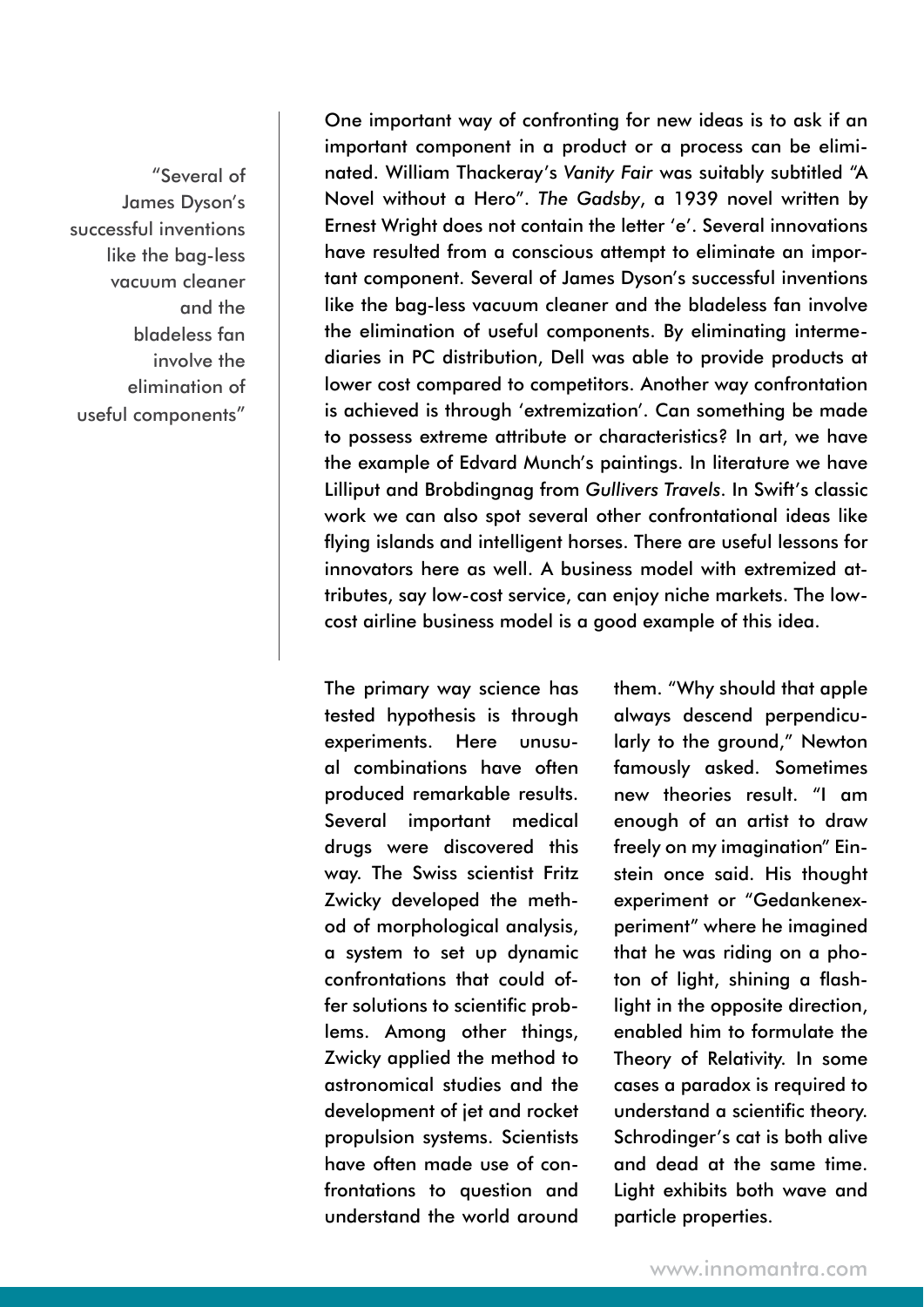> "Several of James Dyson's successful inventions like the bag-less vacuum cleaner and the bladeless fan involve the elimination of useful components"

One important way of confronting for new ideas is to ask if an important component in a product or a process can be eliminated. William Thackeray's *Vanity Fair* was suitably subtitled "A Novel without a Hero". *The Gadsby*, a 1939 novel written by Ernest Wright does not contain the letter 'e'. Several innovations have resulted from a conscious attempt to eliminate an important component. Several of James Dyson's successful inventions like the bag-less vacuum cleaner and the bladeless fan involve the elimination of useful components. By eliminating intermediaries in PC distribution, Dell was able to provide products at lower cost compared to competitors. Another way confrontation is achieved is through 'extremization'. Can something be made to possess extreme attribute or characteristics? In art, we have the example of Edvard Munch's paintings. In literature we have Lilliput and Brobdingnag from *Gullivers Travels*. In Swift's classic work we can also spot several other confrontational ideas like flying islands and intelligent horses. There are useful lessons for innovators here as well. A business model with extremized attributes, say low-cost service, can enjoy niche markets. The low-cost airline business model is a good example of this idea.

The primary way science has tested hypothesis is through experiments. Here unusual combinations have often produced remarkable results. Several important medical drugs were discovered this way. The Swiss scientist Fritz Zwicky developed the method of morphological analysis, a system to set up dynamic confrontations that could offer solutions to scientific problems. Among other things, Zwicky applied the method to astronomical studies and the development of jet and rocket propulsion systems. Scientists have often made use of confrontations to question and understand the world around them. "Why should that apple always descend perpendicularly to the ground," Newton famously asked. Sometimes new theories result. "I am enough of an artist to draw freely on my imagination" Einstein once said. His thought experiment or "Gedankenexperiment" where he imagined that he was riding on a photon of light, shining a flashlight in the opposite direction, enabled him to formulate the Theory of Relativity. In some cases a paradox is required to understand a scientific theory. Schrodinger's cat is both alive and dead at the same time. Light exhibits both wave and particle properties.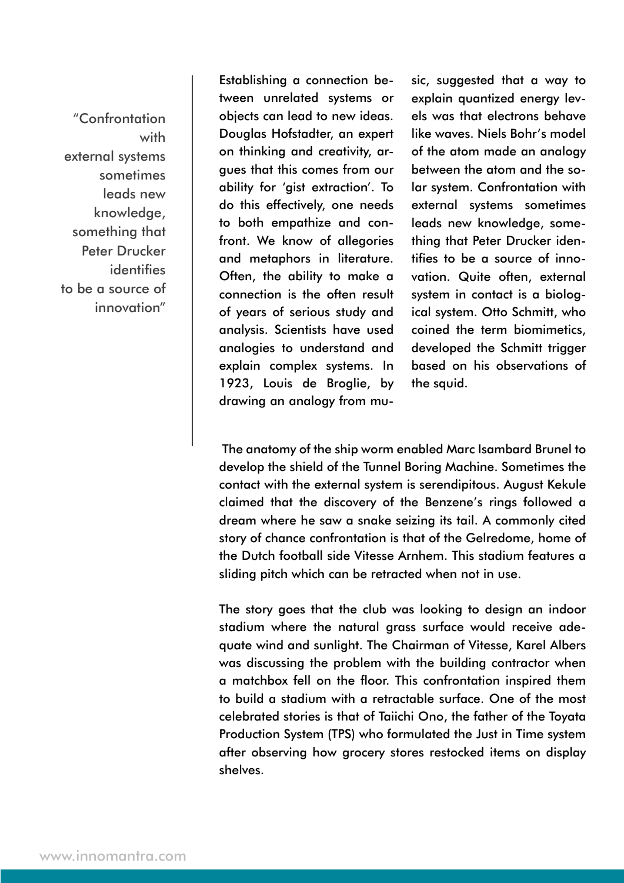> "Confrontation with external systems sometimes leads new knowledge, something that Peter Drucker identifies to be a source of innovation"

Establishing a connection between unrelated systems or objects can lead to new ideas. Douglas Hofstadter, an expert on thinking and creativity, argues that this comes from our ability for 'gist extraction'. To do this effectively, one needs to both empathize and confront. We know of allegories and metaphors in literature. Often, the ability to make a connection is the often result of years of serious study and analysis. Scientists have used analogies to understand and explain complex systems. In 1923, Louis de Broglie, by drawing an analogy from music, suggested that a way to explain quantized energy levels was that electrons behave like waves. Niels Bohr's model of the atom made an analogy between the atom and the solar system. Confrontation with external systems sometimes leads new knowledge, something that Peter Drucker identifies to be a source of innovation. Quite often, external system in contact is a biological system. Otto Schmitt, who coined the term biomimetics, developed the Schmitt trigger based on his observations of the squid.

The anatomy of the ship worm enabled Marc Isambard Brunel to develop the shield of the Tunnel Boring Machine. Sometimes the contact with the external system is serendipitous. August Kekule claimed that the discovery of the Benzene's rings followed a dream where he saw a snake seizing its tail. A commonly cited story of chance confrontation is that of the Gelredome, home of the Dutch football side Vitesse Arnhem. This stadium features a sliding pitch which can be retracted when not in use.

The story goes that the club was looking to design an indoor stadium where the natural grass surface would receive adequate wind and sunlight. The Chairman of Vitesse, Karel Albers was discussing the problem with the building contractor when a matchbox fell on the floor. This confrontation inspired them to build a stadium with a retractable surface. One of the most celebrated stories is that of Taiichi Ono, the father of the Toyata Production System (TPS) who formulated the Just in Time system after observing how grocery stores restocked items on display shelves.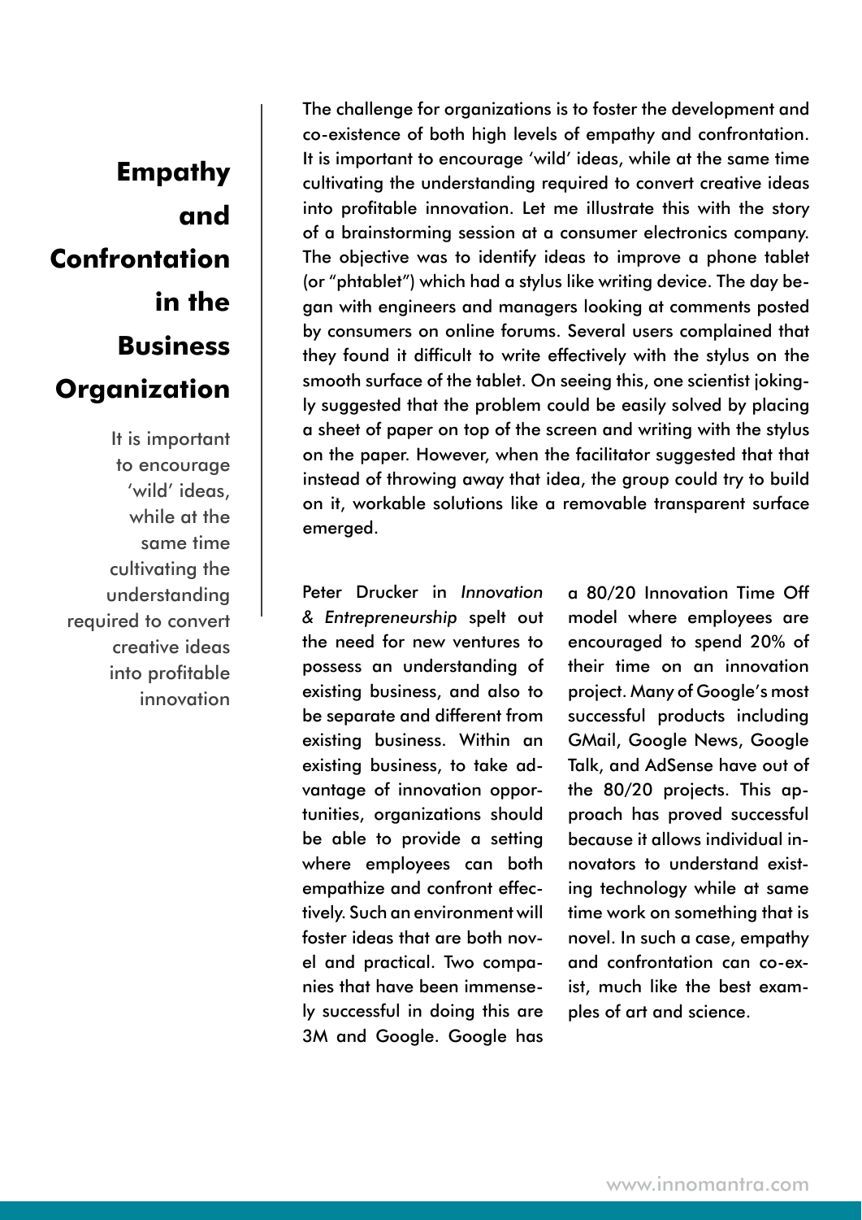# Empathy and Confrontation in the Business Organization

It is important to encourage 'wild' ideas, while at the same time cultivating the understanding required to convert creative ideas into profitable innovation

The challenge for organizations is to foster the development and co-existence of both high levels of empathy and confrontation. It is important to encourage 'wild' ideas, while at the same time cultivating the understanding required to convert creative ideas into profitable innovation. Let me illustrate this with the story of a brainstorming session at a consumer electronics company. The objective was to identify ideas to improve a phone tablet (or "phtablet") which had a stylus like writing device. The day began with engineers and managers looking at comments posted by consumers on online forums. Several users complained that they found it difficult to write effectively with the stylus on the smooth surface of the tablet. On seeing this, one scientist jokingly suggested that the problem could be easily solved by placing a sheet of paper on top of the screen and writing with the stylus on the paper. However, when the facilitator suggested that that instead of throwing away that idea, the group could try to build on it, workable solutions like a removable transparent surface emerged.

Peter Drucker in *Innovation & Entrepreneurship* spelt out the need for new ventures to possess an understanding of existing business, and also to be separate and different from existing business. Within an existing business, to take advantage of innovation opportunities, organizations should be able to provide a setting where employees can both empathize and confront effectively. Such an environment will foster ideas that are both novel and practical. Two companies that have been immensely successful in doing this are 3M and Google. Google has a 80/20 Innovation Time Off model where employees are encouraged to spend 20% of their time on an innovation project. Many of Google's most successful products including GMail, Google News, Google Talk, and AdSense have out of the 80/20 projects. This approach has proved successful because it allows individual innovators to understand existing technology while at same time work on something that is novel. In such a case, empathy and confrontation can co-exist, much like the best examples of art and science.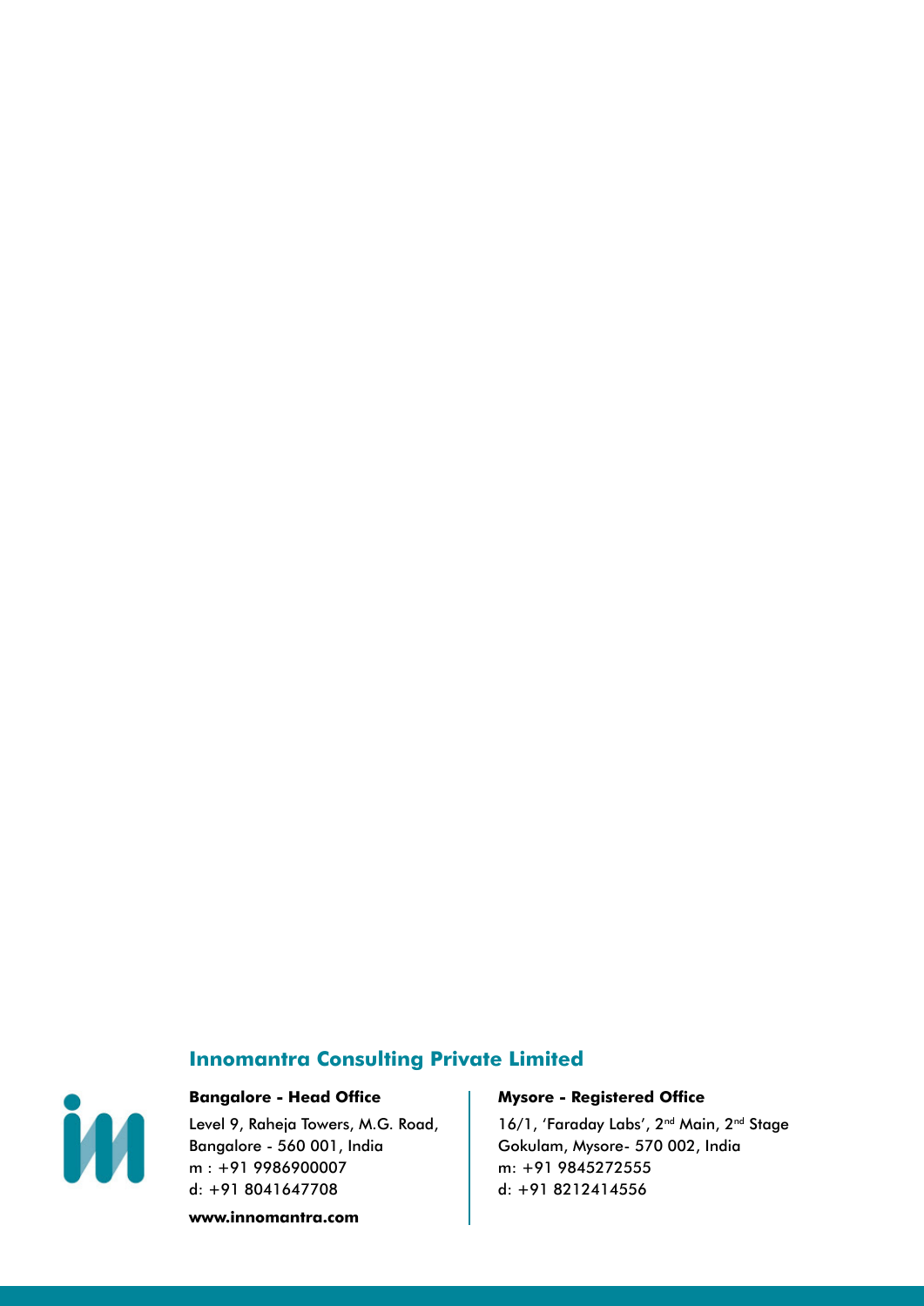## Innomantra Consulting Private Limited

**Bangalore - Head Office**

Level 9, Raheja Towers, M.G. Road,
Bangalore - 560 001, India
m : +91 9986900007
d: +91 8041647708

**www.innomantra.com**

**Mysore - Registered Office**

16/1, 'Faraday Labs', 2nd Main, 2nd Stage
Gokulam, Mysore- 570 002, India
m: +91 9845272555
d: +91 8212414556